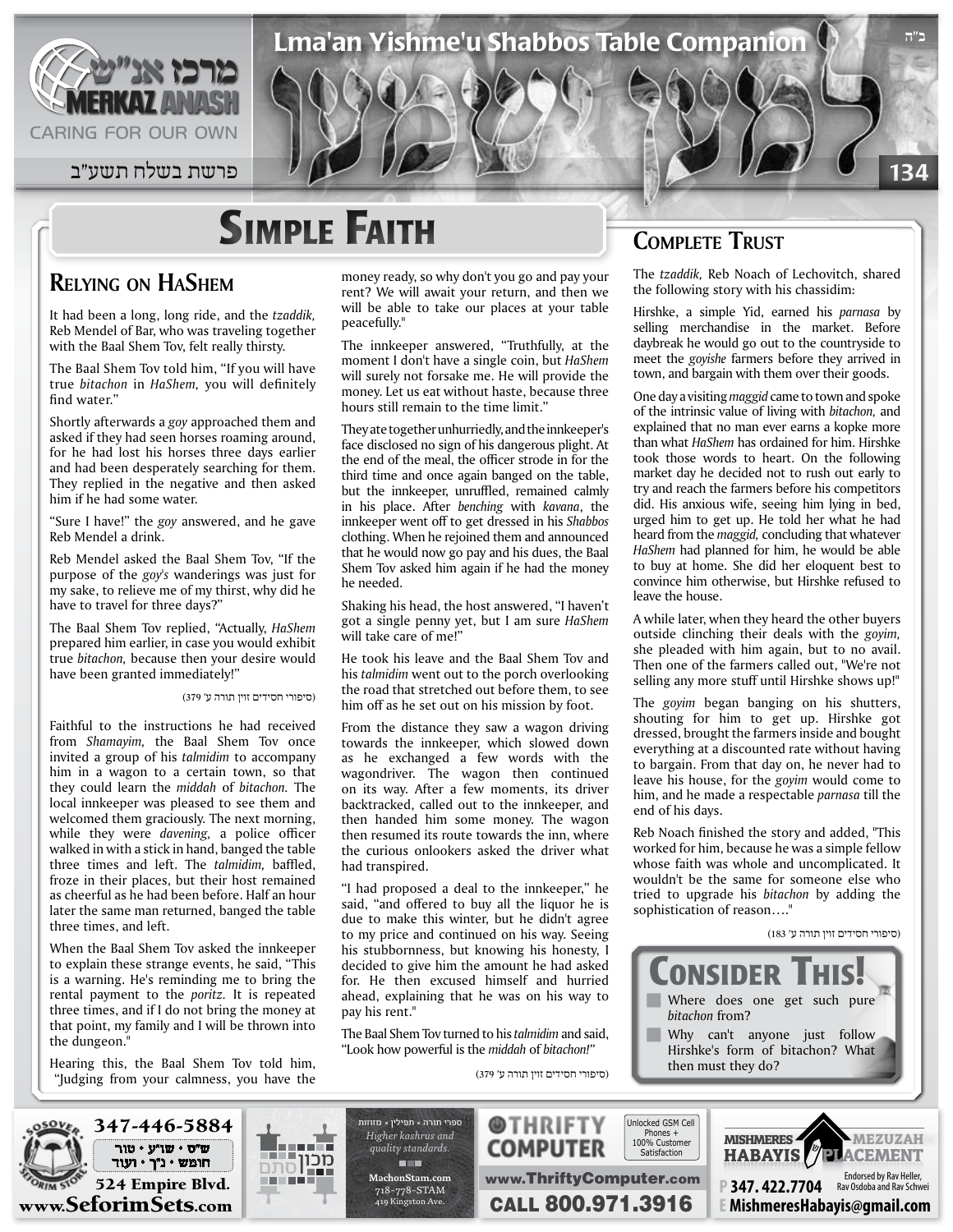ב"ה

# Lma'an Yishme'u Shabbos Table Companion

מרכז אנ"ש MERKAZ ANASH — CARING FOR OUR OWN

פרשת בשלח תשע"ב

# Simple Faith

## Relying on HaShem

It had been a long, long ride, and the *tzaddik,* Reb Mendel of Bar, who was traveling together with the Baal Shem Tov, felt really thirsty.

The Baal Shem Tov told him, "If you will have true *bitachon* in *HaShem,* you will definitely find water."

Shortly afterwards a *goy* approached them and asked if they had seen horses roaming around, for he had lost his horses three days earlier and had been desperately searching for them. They replied in the negative and then asked him if he had some water.

"Sure I have!" the *goy* answered, and he gave Reb Mendel a drink.

Reb Mendel asked the Baal Shem Tov, "If the purpose of the *goy's* wanderings was just for my sake, to relieve me of my thirst, why did he have to travel for three days?"

The Baal Shem Tov replied, "Actually, *HaShem* prepared him earlier, in case you would exhibit true *bitachon,* because then your desire would have been granted immediately!"

(סיפורי חסידים זוין תורה ע' 379)

Faithful to the instructions he had received from *Shamayim,* the Baal Shem Tov once invited a group of his *talmidim* to accompany him in a wagon to a certain town, so that they could learn the *middah* of *bitachon.* The local innkeeper was pleased to see them and welcomed them graciously. The next morning, while they were *davening,* a police officer walked in with a stick in hand, banged the table three times and left. The *talmidim,* baffled, froze in their places, but their host remained as cheerful as he had been before. Half an hour later the same man returned, banged the table three times, and left.

When the Baal Shem Tov asked the innkeeper to explain these strange events, he said, "This is a warning. He's reminding me to bring the rental payment to the *poritz.* It is repeated three times, and if I do not bring the money at that point, my family and I will be thrown into the dungeon."

Hearing this, the Baal Shem Tov told him, "Judging from your calmness, you have the money ready, so why don't you go and pay your rent? We will await your return, and then we will be able to take our places at your table peacefully."

The innkeeper answered, "Truthfully, at the moment I don't have a single coin, but *HaShem* will surely not forsake me. He will provide the money. Let us eat without haste, because three hours still remain to the time limit."

They ate together unhurriedly, and the innkeeper's face disclosed no sign of his dangerous plight. At the end of the meal, the officer strode in for the third time and once again banged on the table, but the innkeeper, unruffled, remained calmly in his place. After *benching* with *kavana,* the innkeeper went off to get dressed in his *Shabbos* clothing. When he rejoined them and announced that he would now go pay and his dues, the Baal Shem Tov asked him again if he had the money he needed.

Shaking his head, the host answered, "I haven't got a single penny yet, but I am sure *HaShem* will take care of me!"

He took his leave and the Baal Shem Tov and his *talmidim* went out to the porch overlooking the road that stretched out before them, to see him off as he set out on his mission by foot.

From the distance they saw a wagon driving towards the innkeeper, which slowed down as he exchanged a few words with the wagondriver. The wagon then continued on its way. After a few moments, its driver backtracked, called out to the innkeeper, and then handed him some money. The wagon then resumed its route towards the inn, where the curious onlookers asked the driver what had transpired.

"I had proposed a deal to the innkeeper," he said, "and offered to buy all the liquor he is due to make this winter, but he didn't agree to my price and continued on his way. Seeing his stubbornness, but knowing his honesty, I decided to give him the amount he had asked for. He then excused himself and hurried ahead, explaining that he was on his way to pay his rent."

The Baal Shem Tov turned to his *talmidim* and said, "Look how powerful is the *middah* of *bitachon!*"

(סיפורי חסידים זוין תורה ע' 379)

## Complete Trust

The *tzaddik,* Reb Noach of Lechovitch, shared the following story with his chassidim:

Hirshke, a simple Yid, earned his *parnasa* by selling merchandise in the market. Before daybreak he would go out to the countryside to meet the *goyishe* farmers before they arrived in town, and bargain with them over their goods.

One day a visiting *maggid* came to town and spoke of the intrinsic value of living with *bitachon,* and explained that no man ever earns a kopke more than what *HaShem* has ordained for him. Hirshke took those words to heart. On the following market day he decided not to rush out early to try and reach the farmers before his competitors did. His anxious wife, seeing him lying in bed, urged him to get up. He told her what he had heard from the *maggid,* concluding that whatever *HaShem* had planned for him, he would be able to buy at home. She did her eloquent best to convince him otherwise, but Hirshke refused to leave the house.

A while later, when they heard the other buyers outside clinching their deals with the *goyim,* she pleaded with him again, but to no avail. Then one of the farmers called out, "We're not selling any more stuff until Hirshke shows up!"

The *goyim* began banging on his shutters, shouting for him to get up. Hirshke got dressed, brought the farmers inside and bought everything at a discounted rate without having to bargain. From that day on, he never had to leave his house, for the *goyim* would come to him, and he made a respectable *parnasa* till the end of his days.

Reb Noach finished the story and added, "This worked for him, because he was a simple fellow whose faith was whole and uncomplicated. It wouldn't be the same for someone else who tried to upgrade his *bitachon* by adding the sophistication of reason…."

(סיפורי חסידים זוין תורה ע' 183)

## Consider This!

- Where does one get such pure *bitachon* from?
- Why can't anyone just follow Hirshke's form of bitachon? What then must they do?

---

Sosover Seforim Store — 347-446-5884 — ש"ס · שו"ע · טור · חומש · נ"ך · ועוד — 524 Empire Blvd. — www.SeforimSets.com

מכון סת"ם — ספרי תורה · תפילין · מזוזות — *Higher kashrus and quality standards.* — MachonStam.com — 718-778-STAM — 419 Kingston Ave.

Thrifty Computer — Unlocked GSM Cell Phones + 100% Customer Satisfaction — www.ThriftyComputer.com — CALL 800.971.3916

Mishmeres Habayis Mezuzah Placement — Endorsed by Rav Heller, Rav Osdoba and Rav Schwei — P 347. 422.7704 — E MishmeresHabayis@gmail.com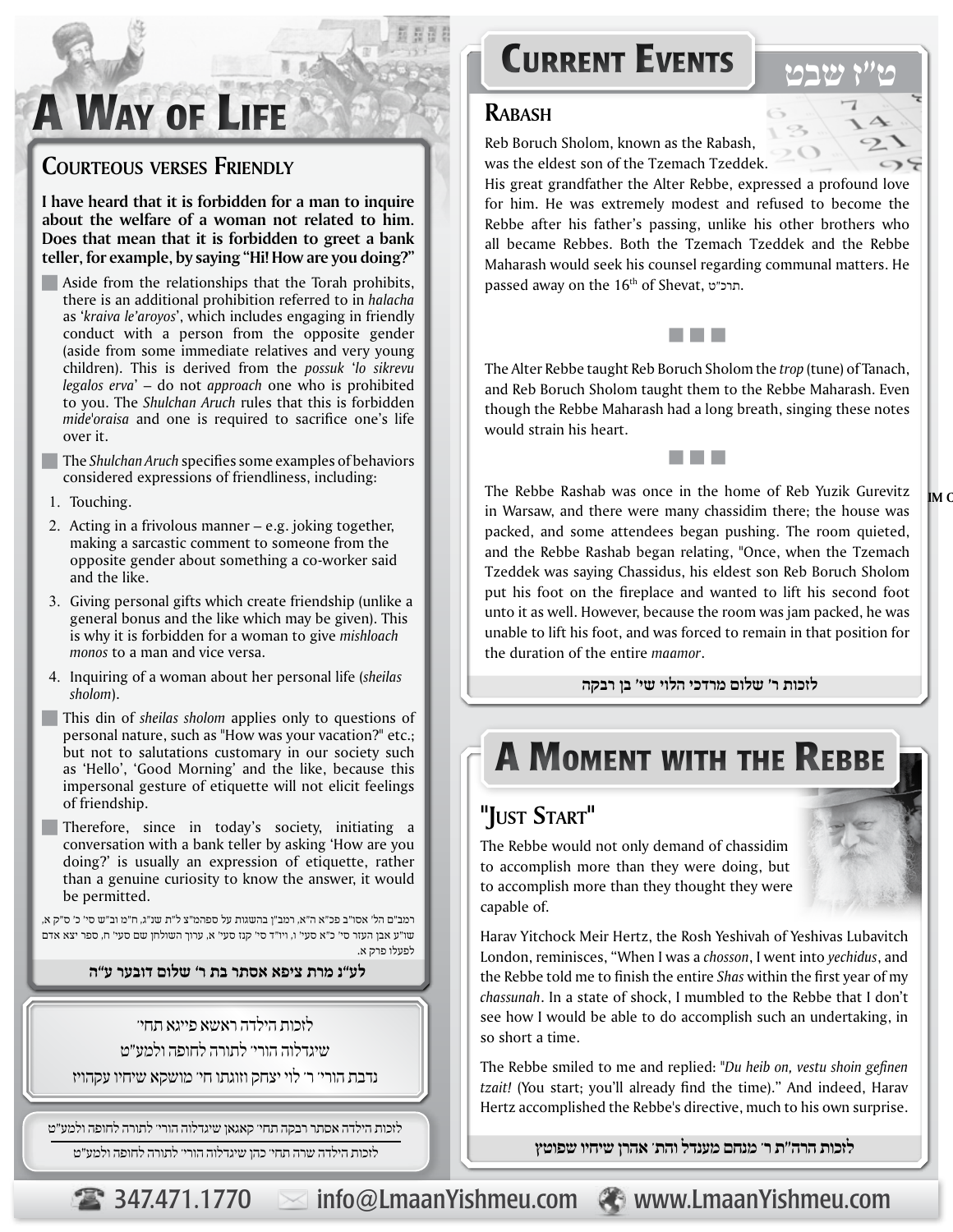# A Way of Life

## Courteous verses Friendly

**I have heard that it is forbidden for a man to inquire about the welfare of a woman not related to him. Does that mean that it is forbidden to greet a bank teller, for example, by saying "Hi! How are you doing?"**

Aside from the relationships that the Torah prohibits, there is an additional prohibition referred to in *halacha* as '*kraiva le'aroyos*', which includes engaging in friendly conduct with a person from the opposite gender (aside from some immediate relatives and very young children). This is derived from the *possuk* '*lo sikrevu legalos erva*' – do not *approach* one who is prohibited to you. The *Shulchan Aruch* rules that this is forbidden *mide'oraisa* and one is required to sacrifice one's life over it.

The *Shulchan Aruch* specifies some examples of behaviors considered expressions of friendliness, including:

1. Touching.
2. Acting in a frivolous manner – e.g. joking together, making a sarcastic comment to someone from the opposite gender about something a co-worker said and the like.
3. Giving personal gifts which create friendship (unlike a general bonus and the like which may be given). This is why it is forbidden for a woman to give *mishloach monos* to a man and vice versa.
4. Inquiring of a woman about her personal life (*sheilas sholom*).

This din of *sheilas sholom* applies only to questions of personal nature, such as "How was your vacation?" etc.; but not to salutations customary in our society such as 'Hello', 'Good Morning' and the like, because this impersonal gesture of etiquette will not elicit feelings of friendship.

Therefore, since in today's society, initiating a conversation with a bank teller by asking 'How are you doing?' is usually an expression of etiquette, rather than a genuine curiosity to know the answer, it would be permitted.

רמב"ם הל' אסו"ב פכ"א ה"א, רמב"ן בהשגות על ספהמ"צ ל"ת שנ"ג, ח"מ וב"ש סי' כ' ס"ק א, שו"ע אבן העזר סי' כ"א סעי' ו, ויו"ד סי' קנז סעי' א, ערוך השולחן שם סעי' ח, ספר יצא אדם לפעלו פרק א.

**לע"נ מרת ציפא אסתר בת ר' שלום דובער ע"ה**

לזכות הילדה ראשא פייגא תחי'
שיגדלוה הורי' לתורה לחופה ולמע"ט
נדבת הורי' ר' לוי יצחק וזוגתו חי' מושקא שיחיו עקהויז

לזכות הילדה אסתר רבקה תחי' קאגאן שיגדלוה הורי' לתורה לחופה ולמע"ט

לזכות הילדה שרה תחי' כהן שיגדלוה הורי' לתורה לחופה ולמע"ט

# Current Events

ט"ז שבט

## Rabash

Reb Boruch Sholom, known as the Rabash, was the eldest son of the Tzemach Tzeddek. His great grandfather the Alter Rebbe, expressed a profound love for him. He was extremely modest and refused to become the Rebbe after his father's passing, unlike his other brothers who all became Rebbes. Both the Tzemach Tzeddek and the Rebbe Maharash would seek his counsel regarding communal matters. He passed away on the 16th of Shevat, תרכ"ט.

■ ■ ■

The Alter Rebbe taught Reb Boruch Sholom the *trop* (tune) of Tanach, and Reb Boruch Sholom taught them to the Rebbe Maharash. Even though the Rebbe Maharash had a long breath, singing these notes would strain his heart.

■ ■ ■

The Rebbe Rashab was once in the home of Reb Yuzik Gurevitz in Warsaw, and there were many chassidim there; the house was packed, and some attendees began pushing. The room quieted, and the Rebbe Rashab began relating, "Once, when the Tzemach Tzeddek was saying Chassidus, his eldest son Reb Boruch Sholom put his foot on the fireplace and wanted to lift his second foot unto it as well. However, because the room was jam packed, he was unable to lift his foot, and was forced to remain in that position for the duration of the entire *maamor*.

**לזכות ר' שלום מרדכי הלוי שי' בן רבקה**

# A Moment with the Rebbe

## "Just Start"

The Rebbe would not only demand of chassidim to accomplish more than they were doing, but to accomplish more than they thought they were capable of.

Harav Yitchock Meir Hertz, the Rosh Yeshivah of Yeshivas Lubavitch London, reminisces, "When I was a *chosson*, I went into *yechidus*, and the Rebbe told me to finish the entire *Shas* within the first year of my *chassunah*. In a state of shock, I mumbled to the Rebbe that I don't see how I would be able to do accomplish such an undertaking, in so short a time.

The Rebbe smiled to me and replied: "*Du heib on, vestu shoin gefinen tzait!* (You start; you'll already find the time)." And indeed, Harav Hertz accomplished the Rebbe's directive, much to his own surprise.

**לזכות הרה"ת ר' מנחם מענדל והת' אהרן שיחיו שפוטץ**

347.471.1770 info@LmaanYishmeu.com www.LmaanYishmeu.com